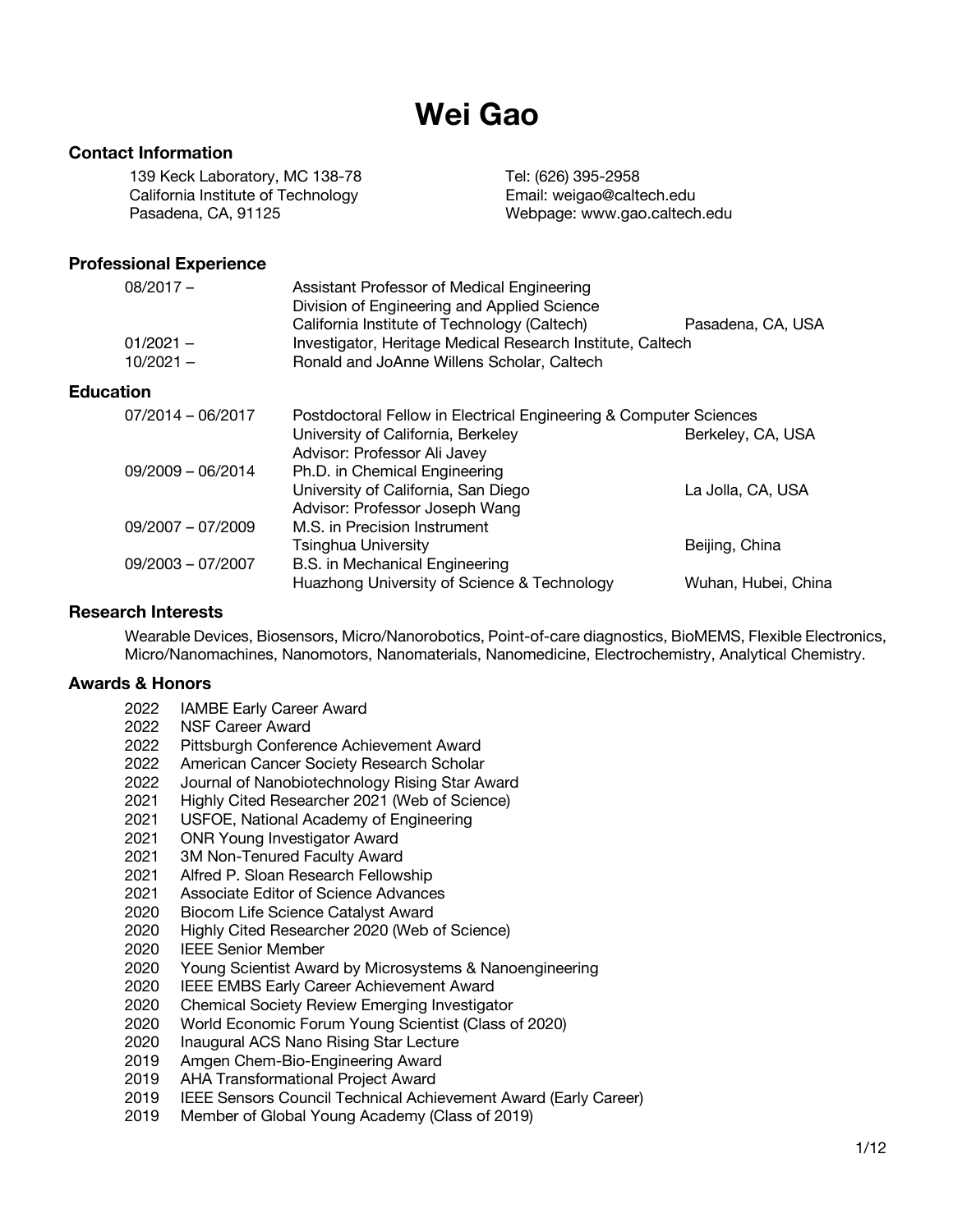# Wei Gao

## Contact Information

139 Keck Laboratory, MC 138-78
California Institute of Technology
Pasadena, CA, 91125

Tel: (626) 395-2958
Email: weigao@caltech.edu
Webpage: www.gao.caltech.edu

## Professional Experience

| | | |
|---|---|---|
| 08/2017 – | Assistant Professor of Medical Engineering<br>Division of Engineering and Applied Science<br>California Institute of Technology (Caltech) | Pasadena, CA, USA |
| 01/2021 – | Investigator, Heritage Medical Research Institute, Caltech | |
| 10/2021 – | Ronald and JoAnne Willens Scholar, Caltech | |

## Education

| | | |
|---|---|---|
| 07/2014 – 06/2017 | Postdoctoral Fellow in Electrical Engineering & Computer Sciences<br>University of California, Berkeley<br>Advisor: Professor Ali Javey | Berkeley, CA, USA |
| 09/2009 – 06/2014 | Ph.D. in Chemical Engineering<br>University of California, San Diego<br>Advisor: Professor Joseph Wang | La Jolla, CA, USA |
| 09/2007 – 07/2009 | M.S. in Precision Instrument<br>Tsinghua University | Beijing, China |
| 09/2003 – 07/2007 | B.S. in Mechanical Engineering<br>Huazhong University of Science & Technology | Wuhan, Hubei, China |

## Research Interests

Wearable Devices, Biosensors, Micro/Nanorobotics, Point-of-care diagnostics, BioMEMS, Flexible Electronics, Micro/Nanomachines, Nanomotors, Nanomaterials, Nanomedicine, Electrochemistry, Analytical Chemistry.

## Awards & Honors

- 2022 IAMBE Early Career Award
- 2022 NSF Career Award
- 2022 Pittsburgh Conference Achievement Award
- 2022 American Cancer Society Research Scholar
- 2022 Journal of Nanobiotechnology Rising Star Award
- 2021 Highly Cited Researcher 2021 (Web of Science)
- 2021 USFOE, National Academy of Engineering
- 2021 ONR Young Investigator Award
- 2021 3M Non-Tenured Faculty Award
- 2021 Alfred P. Sloan Research Fellowship
- 2021 Associate Editor of Science Advances
- 2020 Biocom Life Science Catalyst Award
- 2020 Highly Cited Researcher 2020 (Web of Science)
- 2020 IEEE Senior Member
- 2020 Young Scientist Award by Microsystems & Nanoengineering
- 2020 IEEE EMBS Early Career Achievement Award
- 2020 Chemical Society Review Emerging Investigator
- 2020 World Economic Forum Young Scientist (Class of 2020)
- 2020 Inaugural ACS Nano Rising Star Lecture
- 2019 Amgen Chem-Bio-Engineering Award
- 2019 AHA Transformational Project Award
- 2019 IEEE Sensors Council Technical Achievement Award (Early Career)
- 2019 Member of Global Young Academy (Class of 2019)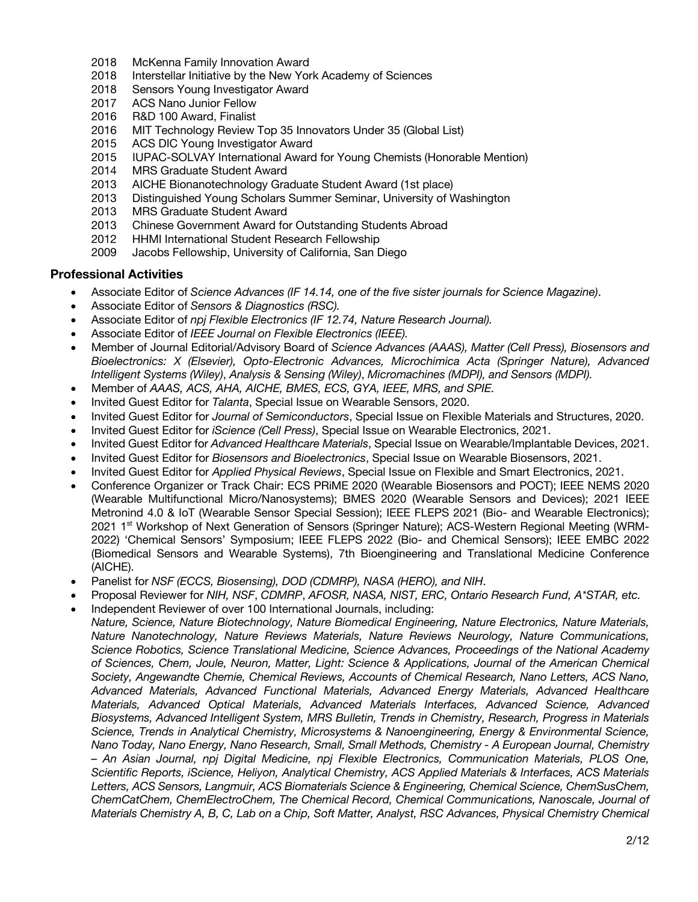- 2018 McKenna Family Innovation Award
- 2018 Interstellar Initiative by the New York Academy of Sciences
- 2018 Sensors Young Investigator Award
- 2017 ACS Nano Junior Fellow
- 2016 R&D 100 Award, Finalist
- 2016 MIT Technology Review Top 35 Innovators Under 35 (Global List)
- 2015 ACS DIC Young Investigator Award
- 2015 IUPAC-SOLVAY International Award for Young Chemists (Honorable Mention)
- 2014 MRS Graduate Student Award
- 2013 AICHE Bionanotechnology Graduate Student Award (1st place)
- 2013 Distinguished Young Scholars Summer Seminar, University of Washington
- 2013 MRS Graduate Student Award
- 2013 Chinese Government Award for Outstanding Students Abroad
- 2012 HHMI International Student Research Fellowship
- 2009 Jacobs Fellowship, University of California, San Diego

## Professional Activities

- Associate Editor of *Science Advances (IF 14.14, one of the five sister journals for Science Magazine)*.
- Associate Editor of *Sensors & Diagnostics (RSC).*
- Associate Editor of *npj Flexible Electronics (IF 12.74, Nature Research Journal).*
- Associate Editor of *IEEE Journal on Flexible Electronics (IEEE).*
- Member of Journal Editorial/Advisory Board of *Science Advances (AAAS), Matter (Cell Press), Biosensors and Bioelectronics: X (Elsevier), Opto-Electronic Advances, Microchimica Acta (Springer Nature), Advanced Intelligent Systems (Wiley)*, *Analysis & Sensing (Wiley)*, *Micromachines (MDPI), and Sensors (MDPI).*
- Member of *AAAS, ACS, AHA, AICHE, BMES, ECS, GYA, IEEE, MRS, and SPIE.*
- Invited Guest Editor for *Talanta*, Special Issue on Wearable Sensors, 2020.
- Invited Guest Editor for *Journal of Semiconductors*, Special Issue on Flexible Materials and Structures, 2020.
- Invited Guest Editor for *iScience (Cell Press)*, Special Issue on Wearable Electronics, 2021.
- Invited Guest Editor for *Advanced Healthcare Materials*, Special Issue on Wearable/Implantable Devices, 2021.
- Invited Guest Editor for *Biosensors and Bioelectronics*, Special Issue on Wearable Biosensors, 2021.
- Invited Guest Editor for *Applied Physical Reviews*, Special Issue on Flexible and Smart Electronics, 2021.
- Conference Organizer or Track Chair: ECS PRiME 2020 (Wearable Biosensors and POCT); IEEE NEMS 2020 (Wearable Multifunctional Micro/Nanosystems); BMES 2020 (Wearable Sensors and Devices); 2021 IEEE Metronind 4.0 & IoT (Wearable Sensor Special Session); IEEE FLEPS 2021 (Bio- and Wearable Electronics); 2021 1st Workshop of Next Generation of Sensors (Springer Nature); ACS-Western Regional Meeting (WRM-2022) 'Chemical Sensors' Symposium; IEEE FLEPS 2022 (Bio- and Chemical Sensors); IEEE EMBC 2022 (Biomedical Sensors and Wearable Systems), 7th Bioengineering and Translational Medicine Conference (AIChE).
- Panelist for *NSF (ECCS, Biosensing), DOD (CDMRP), NASA (HERO), and NIH*.
- Proposal Reviewer for *NIH, NSF*, *CDMRP*, *AFOSR, NASA, NIST, ERC, Ontario Research Fund, A*STAR, etc.*
- Independent Reviewer of over 100 International Journals, including:
  *Nature, Science, Nature Biotechnology, Nature Biomedical Engineering, Nature Electronics, Nature Materials, Nature Nanotechnology, Nature Reviews Materials, Nature Reviews Neurology, Nature Communications, Science Robotics, Science Translational Medicine, Science Advances, Proceedings of the National Academy of Sciences, Chem, Joule, Neuron, Matter, Light: Science & Applications, Journal of the American Chemical Society, Angewandte Chemie, Chemical Reviews, Accounts of Chemical Research, Nano Letters, ACS Nano, Advanced Materials, Advanced Functional Materials, Advanced Energy Materials, Advanced Healthcare Materials, Advanced Optical Materials, Advanced Materials Interfaces, Advanced Science, Advanced Biosystems, Advanced Intelligent System, MRS Bulletin, Trends in Chemistry, Research, Progress in Materials Science, Trends in Analytical Chemistry, Microsystems & Nanoengineering, Energy & Environmental Science, Nano Today, Nano Energy, Nano Research, Small, Small Methods, Chemistry - A European Journal, Chemistry – An Asian Journal, npj Digital Medicine, npj Flexible Electronics, Communication Materials, PLOS One, Scientific Reports, iScience, Heliyon, Analytical Chemistry, ACS Applied Materials & Interfaces, ACS Materials Letters, ACS Sensors, Langmuir, ACS Biomaterials Science & Engineering, Chemical Science, ChemSusChem, ChemCatChem, ChemElectroChem, The Chemical Record, Chemical Communications, Nanoscale, Journal of Materials Chemistry A, B, C, Lab on a Chip, Soft Matter, Analyst, RSC Advances, Physical Chemistry Chemical*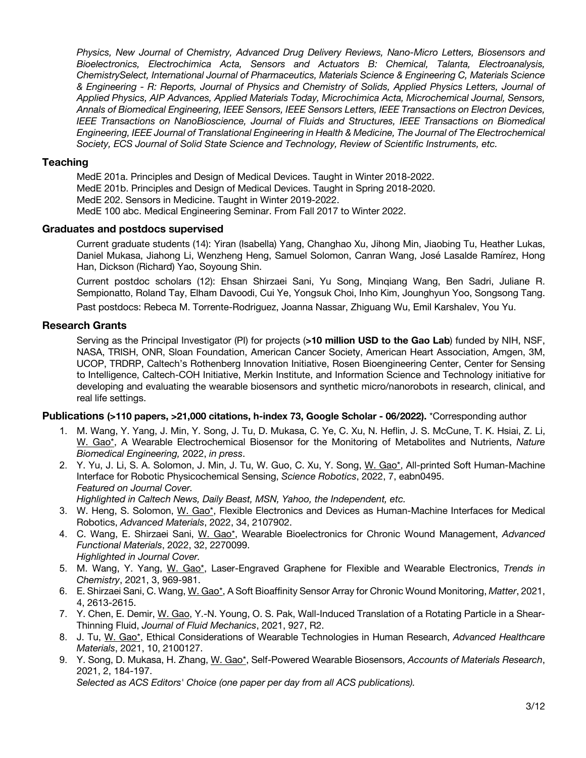*Physics, New Journal of Chemistry, Advanced Drug Delivery Reviews, Nano-Micro Letters, Biosensors and Bioelectronics, Electrochimica Acta, Sensors and Actuators B: Chemical, Talanta, Electroanalysis, ChemistrySelect, International Journal of Pharmaceutics, Materials Science & Engineering C, Materials Science & Engineering - R: Reports, Journal of Physics and Chemistry of Solids, Applied Physics Letters, Journal of Applied Physics, AIP Advances, Applied Materials Today, Microchimica Acta, Microchemical Journal, Sensors, Annals of Biomedical Engineering, IEEE Sensors, IEEE Sensors Letters, IEEE Transactions on Electron Devices, IEEE Transactions on NanoBioscience, Journal of Fluids and Structures, IEEE Transactions on Biomedical Engineering, IEEE Journal of Translational Engineering in Health & Medicine, The Journal of The Electrochemical Society, ECS Journal of Solid State Science and Technology, Review of Scientific Instruments, etc.*

## Teaching

MedE 201a. Principles and Design of Medical Devices. Taught in Winter 2018-2022.
MedE 201b. Principles and Design of Medical Devices. Taught in Spring 2018-2020.
MedE 202. Sensors in Medicine. Taught in Winter 2019-2022.
MedE 100 abc. Medical Engineering Seminar. From Fall 2017 to Winter 2022.

## Graduates and postdocs supervised

Current graduate students (14): Yiran (Isabella) Yang, Changhao Xu, Jihong Min, Jiaobing Tu, Heather Lukas, Daniel Mukasa, Jiahong Li, Wenzheng Heng, Samuel Solomon, Canran Wang, José Lasalde Ramírez, Hong Han, Dickson (Richard) Yao, Soyoung Shin.

Current postdoc scholars (12): Ehsan Shirzaei Sani, Yu Song, Minqiang Wang, Ben Sadri, Juliane R. Sempionatto, Roland Tay, Elham Davoodi, Cui Ye, Yongsuk Choi, Inho Kim, Jounghyun Yoo, Songsong Tang.

Past postdocs: Rebeca M. Torrente-Rodriguez, Joanna Nassar, Zhiguang Wu, Emil Karshalev, You Yu.

## Research Grants

Serving as the Principal Investigator (PI) for projects (**>10 million USD to the Gao Lab**) funded by NIH, NSF, NASA, TRISH, ONR, Sloan Foundation, American Cancer Society, American Heart Association, Amgen, 3M, UCOP, TRDRP, Caltech's Rothenberg Innovation Initiative, Rosen Bioengineering Center, Center for Sensing to Intelligence, Caltech-COH Initiative, Merkin Institute, and Information Science and Technology initiative for developing and evaluating the wearable biosensors and synthetic micro/nanorobots in research, clinical, and real life settings.

## Publications (>110 papers, >21,000 citations, h-index 73, Google Scholar - 06/2022). *Corresponding author

1. M. Wang, Y. Yang, J. Min, Y. Song, J. Tu, D. Mukasa, C. Ye, C. Xu, N. Heflin, J. S. McCune, T. K. Hsiai, Z. Li, W. Gao*, A Wearable Electrochemical Biosensor for the Monitoring of Metabolites and Nutrients, *Nature Biomedical Engineering*, 2022, *in press*.
2. Y. Yu, J. Li, S. A. Solomon, J. Min, J. Tu, W. Guo, C. Xu, Y. Song, W. Gao*, All-printed Soft Human-Machine Interface for Robotic Physicochemical Sensing, *Science Robotics*, 2022, 7, eabn0495.
   *Featured on Journal Cover.*
   *Highlighted in Caltech News, Daily Beast, MSN, Yahoo, the Independent, etc.*
3. W. Heng, S. Solomon, W. Gao*, Flexible Electronics and Devices as Human-Machine Interfaces for Medical Robotics, *Advanced Materials*, 2022, 34, 2107902.
4. C. Wang, E. Shirzaei Sani, W. Gao*, Wearable Bioelectronics for Chronic Wound Management, *Advanced Functional Materials*, 2022, 32, 2270099.
   *Highlighted in Journal Cover.*
5. M. Wang, Y. Yang, W. Gao*, Laser-Engraved Graphene for Flexible and Wearable Electronics, *Trends in Chemistry*, 2021, 3, 969-981.
6. E. Shirzaei Sani, C. Wang, W. Gao*, A Soft Bioaffinity Sensor Array for Chronic Wound Monitoring, *Matter*, 2021, 4, 2613-2615.
7. Y. Chen, E. Demir, W. Gao, Y.-N. Young, O. S. Pak, Wall-Induced Translation of a Rotating Particle in a Shear-Thinning Fluid, *Journal of Fluid Mechanics*, 2021, 927, R2.
8. J. Tu, W. Gao*, Ethical Considerations of Wearable Technologies in Human Research, *Advanced Healthcare Materials*, 2021, 10, 2100127.
9. Y. Song, D. Mukasa, H. Zhang, W. Gao*, Self-Powered Wearable Biosensors, *Accounts of Materials Research*, 2021, 2, 184-197.
   *Selected as ACS Editors' Choice (one paper per day from all ACS publications).*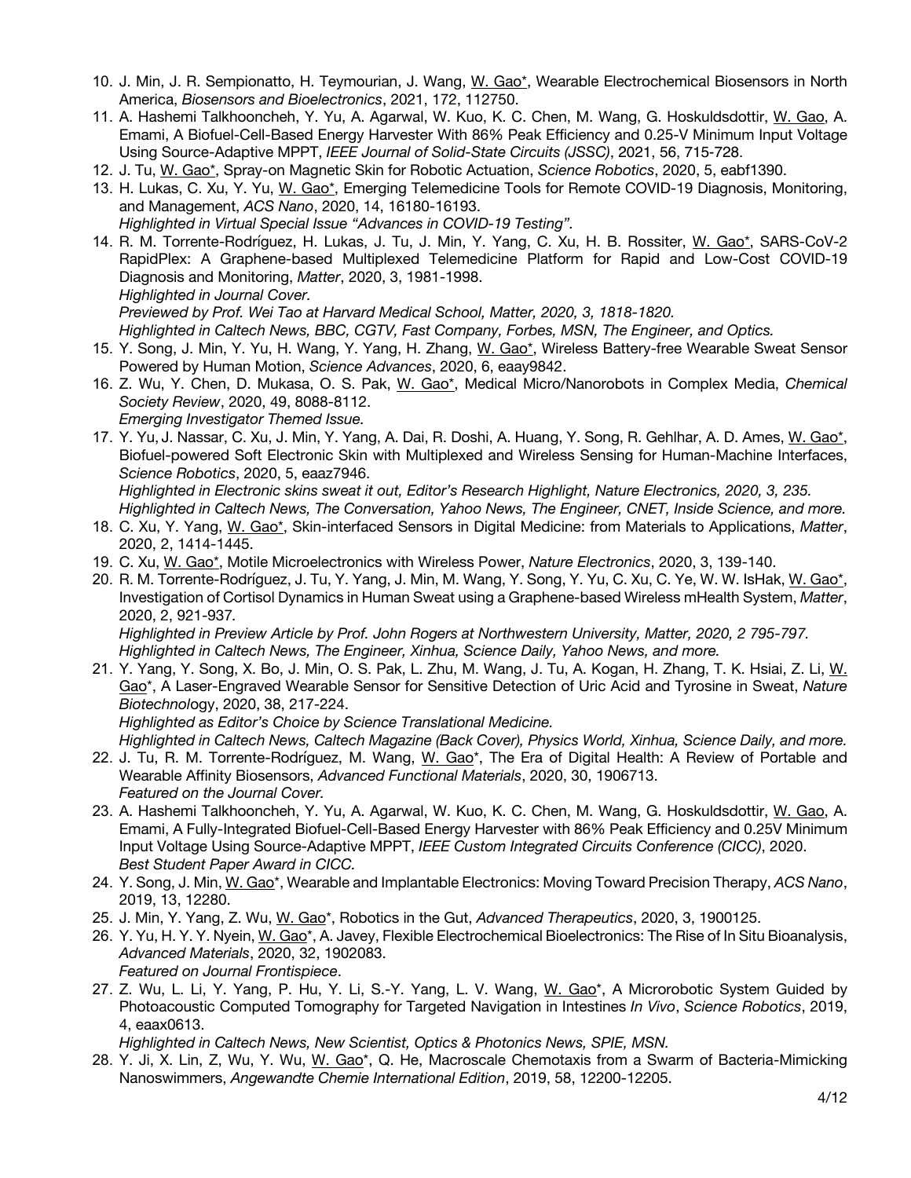10. J. Min, J. R. Sempionatto, H. Teymourian, J. Wang, W. Gao*, Wearable Electrochemical Biosensors in North America, *Biosensors and Bioelectronics*, 2021, 172, 112750.
11. A. Hashemi Talkhooncheh, Y. Yu, A. Agarwal, W. Kuo, K. C. Chen, M. Wang, G. Hoskuldsdottir, W. Gao, A. Emami, A Biofuel-Cell-Based Energy Harvester With 86% Peak Efficiency and 0.25-V Minimum Input Voltage Using Source-Adaptive MPPT, *IEEE Journal of Solid-State Circuits (JSSC)*, 2021, 56, 715-728.
12. J. Tu, W. Gao*, Spray-on Magnetic Skin for Robotic Actuation, *Science Robotics*, 2020, 5, eabf1390.
13. H. Lukas, C. Xu, Y. Yu, W. Gao*, Emerging Telemedicine Tools for Remote COVID-19 Diagnosis, Monitoring, and Management, *ACS Nano*, 2020, 14, 16180-16193.
    *Highlighted in Virtual Special Issue "Advances in COVID-19 Testing".*
14. R. M. Torrente-Rodríguez, H. Lukas, J. Tu, J. Min, Y. Yang, C. Xu, H. B. Rossiter, W. Gao*, SARS-CoV-2 RapidPlex: A Graphene-based Multiplexed Telemedicine Platform for Rapid and Low-Cost COVID-19 Diagnosis and Monitoring, *Matter*, 2020, 3, 1981-1998.
    *Highlighted in Journal Cover.*
    *Previewed by Prof. Wei Tao at Harvard Medical School, Matter, 2020, 3, 1818-1820.*
    *Highlighted in Caltech News, BBC, CGTV, Fast Company, Forbes, MSN, The Engineer, and Optics.*
15. Y. Song, J. Min, Y. Yu, H. Wang, Y. Yang, H. Zhang, W. Gao*, Wireless Battery-free Wearable Sweat Sensor Powered by Human Motion, *Science Advances*, 2020, 6, eaay9842.
16. Z. Wu, Y. Chen, D. Mukasa, O. S. Pak, W. Gao*, Medical Micro/Nanorobots in Complex Media, *Chemical Society Review*, 2020, 49, 8088-8112.
    *Emerging Investigator Themed Issue.*
17. Y. Yu, J. Nassar, C. Xu, J. Min, Y. Yang, A. Dai, R. Doshi, A. Huang, Y. Song, R. Gehlhar, A. D. Ames, W. Gao*, Biofuel-powered Soft Electronic Skin with Multiplexed and Wireless Sensing for Human-Machine Interfaces, *Science Robotics*, 2020, 5, eaaz7946.
    *Highlighted in Electronic skins sweat it out, Editor's Research Highlight, Nature Electronics, 2020, 3, 235.*
    *Highlighted in Caltech News, The Conversation, Yahoo News, The Engineer, CNET, Inside Science, and more.*
18. C. Xu, Y. Yang, W. Gao*, Skin-interfaced Sensors in Digital Medicine: from Materials to Applications, *Matter*, 2020, 2, 1414-1445.
19. C. Xu, W. Gao*, Motile Microelectronics with Wireless Power, *Nature Electronics*, 2020, 3, 139-140.
20. R. M. Torrente-Rodríguez, J. Tu, Y. Yang, J. Min, M. Wang, Y. Song, Y. Yu, C. Xu, C. Ye, W. W. IsHak, W. Gao*, Investigation of Cortisol Dynamics in Human Sweat using a Graphene-based Wireless mHealth System, *Matter*, 2020, 2, 921-937.
    *Highlighted in Preview Article by Prof. John Rogers at Northwestern University, Matter, 2020, 2 795-797.*
    *Highlighted in Caltech News, The Engineer, Xinhua, Science Daily, Yahoo News, and more.*
21. Y. Yang, Y. Song, X. Bo, J. Min, O. S. Pak, L. Zhu, M. Wang, J. Tu, A. Kogan, H. Zhang, T. K. Hsiai, Z. Li, W. Gao*, A Laser-Engraved Wearable Sensor for Sensitive Detection of Uric Acid and Tyrosine in Sweat, *Nature Biotechnology*, 2020, 38, 217-224.
    *Highlighted as Editor's Choice by Science Translational Medicine.*
    *Highlighted in Caltech News, Caltech Magazine (Back Cover), Physics World, Xinhua, Science Daily, and more.*
22. J. Tu, R. M. Torrente-Rodríguez, M. Wang, W. Gao*, The Era of Digital Health: A Review of Portable and Wearable Affinity Biosensors, *Advanced Functional Materials*, 2020, 30, 1906713.
    *Featured on the Journal Cover.*
23. A. Hashemi Talkhooncheh, Y. Yu, A. Agarwal, W. Kuo, K. C. Chen, M. Wang, G. Hoskuldsdottir, W. Gao, A. Emami, A Fully-Integrated Biofuel-Cell-Based Energy Harvester with 86% Peak Efficiency and 0.25V Minimum Input Voltage Using Source-Adaptive MPPT, *IEEE Custom Integrated Circuits Conference (CICC)*, 2020.
    *Best Student Paper Award in CICC.*
24. Y. Song, J. Min, W. Gao*, Wearable and Implantable Electronics: Moving Toward Precision Therapy, *ACS Nano*, 2019, 13, 12280.
25. J. Min, Y. Yang, Z. Wu, W. Gao*, Robotics in the Gut, *Advanced Therapeutics*, 2020, 3, 1900125.
26. Y. Yu, H. Y. Y. Nyein, W. Gao*, A. Javey, Flexible Electrochemical Bioelectronics: The Rise of In Situ Bioanalysis, *Advanced Materials*, 2020, 32, 1902083.
    *Featured on Journal Frontispiece*.
27. Z. Wu, L. Li, Y. Yang, P. Hu, Y. Li, S.-Y. Yang, L. V. Wang, W. Gao*, A Microrobotic System Guided by Photoacoustic Computed Tomography for Targeted Navigation in Intestines *In Vivo*, *Science Robotics*, 2019, 4, eaax0613.
    *Highlighted in Caltech News, New Scientist, Optics & Photonics News, SPIE, MSN.*
28. Y. Ji, X. Lin, Z, Wu, Y. Wu, W. Gao*, Q. He, Macroscale Chemotaxis from a Swarm of Bacteria-Mimicking Nanoswimmers, *Angewandte Chemie International Edition*, 2019, 58, 12200-12205.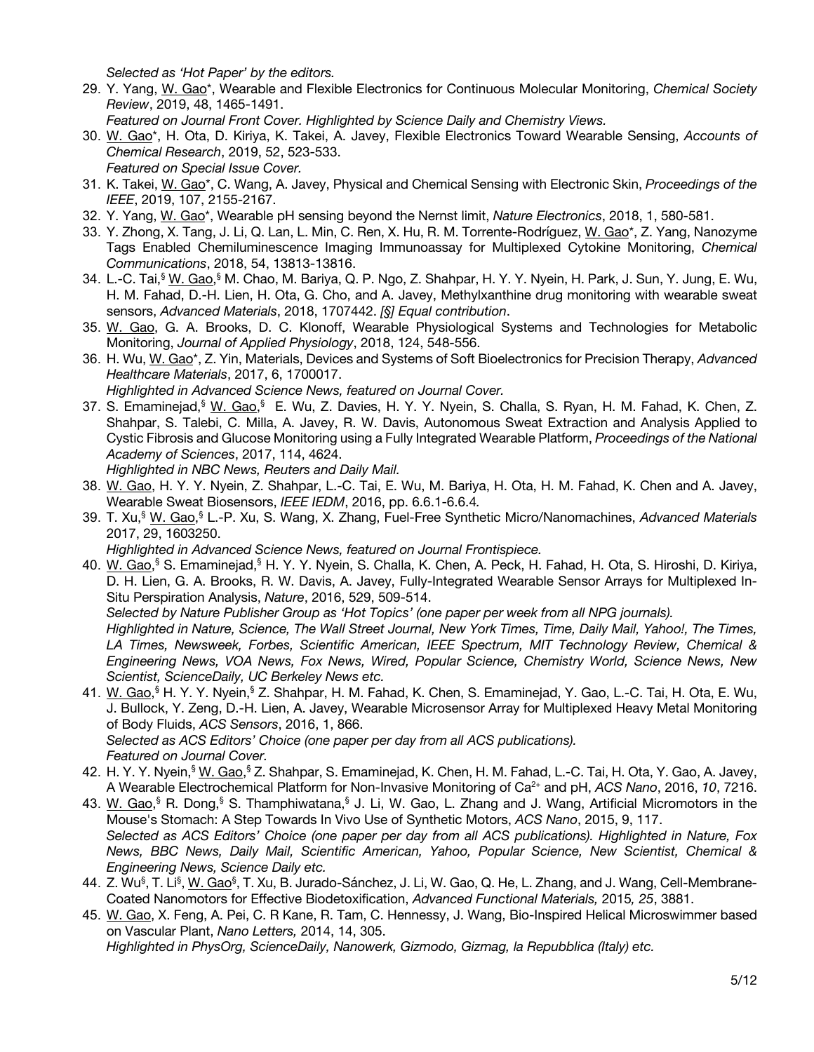*Selected as 'Hot Paper' by the editors.*

29. Y. Yang, W. Gao*, Wearable and Flexible Electronics for Continuous Molecular Monitoring, *Chemical Society Review*, 2019, 48, 1465-1491.
    *Featured on Journal Front Cover. Highlighted by Science Daily and Chemistry Views.*
30. W. Gao*, H. Ota, D. Kiriya, K. Takei, A. Javey, Flexible Electronics Toward Wearable Sensing, *Accounts of Chemical Research*, 2019, 52, 523-533.
    *Featured on Special Issue Cover.*
31. K. Takei, W. Gao*, C. Wang, A. Javey, Physical and Chemical Sensing with Electronic Skin, *Proceedings of the IEEE*, 2019, 107, 2155-2167.
32. Y. Yang, W. Gao*, Wearable pH sensing beyond the Nernst limit, *Nature Electronics*, 2018, 1, 580-581.
33. Y. Zhong, X. Tang, J. Li, Q. Lan, L. Min, C. Ren, X. Hu, R. M. Torrente-Rodríguez, W. Gao*, Z. Yang, Nanozyme Tags Enabled Chemiluminescence Imaging Immunoassay for Multiplexed Cytokine Monitoring, *Chemical Communications*, 2018, 54, 13813-13816.
34. L.-C. Tai,§ W. Gao,§ M. Chao, M. Bariya, Q. P. Ngo, Z. Shahpar, H. Y. Y. Nyein, H. Park, J. Sun, Y. Jung, E. Wu, H. M. Fahad, D.-H. Lien, H. Ota, G. Cho, and A. Javey, Methylxanthine drug monitoring with wearable sweat sensors, *Advanced Materials*, 2018, 1707442. *[§] Equal contribution*.
35. W. Gao, G. A. Brooks, D. C. Klonoff, Wearable Physiological Systems and Technologies for Metabolic Monitoring, *Journal of Applied Physiology*, 2018, 124, 548-556.
36. H. Wu, W. Gao*, Z. Yin, Materials, Devices and Systems of Soft Bioelectronics for Precision Therapy, *Advanced Healthcare Materials*, 2017, 6, 1700017.
    *Highlighted in Advanced Science News, featured on Journal Cover.*
37. S. Emaminejad,§ W. Gao,§ E. Wu, Z. Davies, H. Y. Y. Nyein, S. Challa, S. Ryan, H. M. Fahad, K. Chen, Z. Shahpar, S. Talebi, C. Milla, A. Javey, R. W. Davis, Autonomous Sweat Extraction and Analysis Applied to Cystic Fibrosis and Glucose Monitoring using a Fully Integrated Wearable Platform, *Proceedings of the National Academy of Sciences*, 2017, 114, 4624.
    *Highlighted in NBC News, Reuters and Daily Mail.*
38. W. Gao, H. Y. Y. Nyein, Z. Shahpar, L.-C. Tai, E. Wu, M. Bariya, H. Ota, H. M. Fahad, K. Chen and A. Javey, Wearable Sweat Biosensors, *IEEE IEDM*, 2016, pp. 6.6.1-6.6.4*.*
39. T. Xu,§ W. Gao,§ L.-P. Xu, S. Wang, X. Zhang, Fuel-Free Synthetic Micro/Nanomachines, *Advanced Materials* 2017, 29, 1603250.
    *Highlighted in Advanced Science News, featured on Journal Frontispiece.*
40. W. Gao,§ S. Emaminejad,§ H. Y. Y. Nyein, S. Challa, K. Chen, A. Peck, H. Fahad, H. Ota, S. Hiroshi, D. Kiriya, D. H. Lien, G. A. Brooks, R. W. Davis, A. Javey, Fully-Integrated Wearable Sensor Arrays for Multiplexed In-Situ Perspiration Analysis, *Nature*, 2016, 529, 509-514.
    *Selected by Nature Publisher Group as 'Hot Topics' (one paper per week from all NPG journals).*
    *Highlighted in Nature, Science, The Wall Street Journal, New York Times, Time, Daily Mail, Yahoo!, The Times, LA Times, Newsweek, Forbes, Scientific American, IEEE Spectrum, MIT Technology Review, Chemical & Engineering News, VOA News, Fox News, Wired, Popular Science, Chemistry World, Science News, New Scientist, ScienceDaily, UC Berkeley News etc.*
41. W. Gao,§ H. Y. Y. Nyein,§ Z. Shahpar, H. M. Fahad, K. Chen, S. Emaminejad, Y. Gao, L.-C. Tai, H. Ota, E. Wu, J. Bullock, Y. Zeng, D.-H. Lien, A. Javey, Wearable Microsensor Array for Multiplexed Heavy Metal Monitoring of Body Fluids, *ACS Sensors*, 2016, 1, 866.
    *Selected as ACS Editors' Choice (one paper per day from all ACS publications).*
    *Featured on Journal Cover.*
42. H. Y. Y. Nyein,§ W. Gao,§ Z. Shahpar, S. Emaminejad, K. Chen, H. M. Fahad, L.-C. Tai, H. Ota, Y. Gao, A. Javey, A Wearable Electrochemical Platform for Non-Invasive Monitoring of $Ca^{2+}$ and pH, *ACS Nano*, 2016, *10*, 7216.
43. W. Gao,§ R. Dong,§ S. Thamphiwatana,§ J. Li, W. Gao, L. Zhang and J. Wang, Artificial Micromotors in the Mouse's Stomach: A Step Towards In Vivo Use of Synthetic Motors, *ACS Nano*, 2015, 9, 117.
    *Selected as ACS Editors' Choice (one paper per day from all ACS publications). Highlighted in Nature, Fox News, BBC News, Daily Mail, Scientific American, Yahoo, Popular Science, New Scientist, Chemical & Engineering News, Science Daily etc.*
44. Z. Wu§, T. Li§, W. Gao§, T. Xu, B. Jurado-Sánchez, J. Li, W. Gao, Q. He, L. Zhang, and J. Wang, Cell-Membrane-Coated Nanomotors for Effective Biodetoxification, *Advanced Functional Materials,* 2015*, 25*, 3881.
45. W. Gao, X. Feng, A. Pei, C. R Kane, R. Tam, C. Hennessy, J. Wang, Bio-Inspired Helical Microswimmer based on Vascular Plant, *Nano Letters,* 2014, 14, 305.
    *Highlighted in PhysOrg, ScienceDaily, Nanowerk, Gizmodo, Gizmag, la Repubblica (Italy) etc.*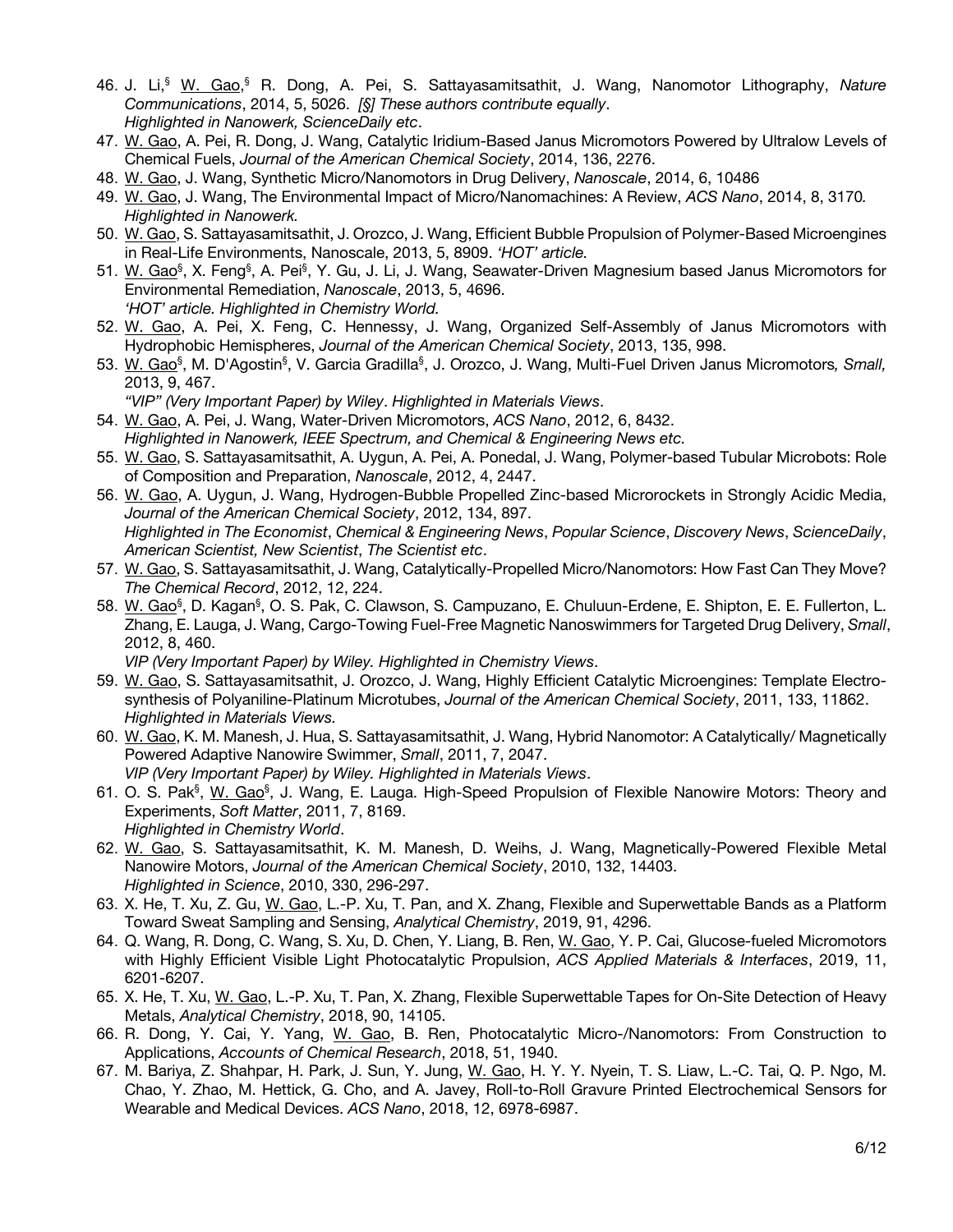46. J. Li,[§] W. Gao,[§] R. Dong, A. Pei, S. Sattayasamitsathit, J. Wang, Nanomotor Lithography, *Nature Communications*, 2014, 5, 5026. *[§] These authors contribute equally*.
    *Highlighted in Nanowerk, ScienceDaily etc*.
47. W. Gao, A. Pei, R. Dong, J. Wang, Catalytic Iridium-Based Janus Micromotors Powered by Ultralow Levels of Chemical Fuels, *Journal of the American Chemical Society*, 2014, 136, 2276.
48. W. Gao, J. Wang, Synthetic Micro/Nanomotors in Drug Delivery, *Nanoscale*, 2014, 6, 10486
49. W. Gao, J. Wang, The Environmental Impact of Micro/Nanomachines: A Review, *ACS Nano*, 2014, 8, 3170*.*
    *Highlighted in Nanowerk.*
50. W. Gao, S. Sattayasamitsathit, J. Orozco, J. Wang, Efficient Bubble Propulsion of Polymer-Based Microengines in Real-Life Environments, Nanoscale, 2013, 5, 8909. *'HOT' article.*
51. W. Gao[§], X. Feng[§], A. Pei[§], Y. Gu, J. Li, J. Wang, Seawater-Driven Magnesium based Janus Micromotors for Environmental Remediation, *Nanoscale*, 2013, 5, 4696.
    *'HOT' article. Highlighted in Chemistry World.*
52. W. Gao, A. Pei, X. Feng, C. Hennessy, J. Wang, Organized Self-Assembly of Janus Micromotors with Hydrophobic Hemispheres, *Journal of the American Chemical Society*, 2013, 135, 998.
53. W. Gao[§], M. D'Agostin[§], V. Garcia Gradilla[§], J. Orozco, J. Wang, Multi-Fuel Driven Janus Micromotors*, Small,* 2013, 9, 467.
    *"VIP" (Very Important Paper) by Wiley*. *Highlighted in Materials Views*.
54. W. Gao, A. Pei, J. Wang, Water-Driven Micromotors, *ACS Nano*, 2012, 6, 8432.
    *Highlighted in Nanowerk, IEEE Spectrum, and Chemical & Engineering News etc.*
55. W. Gao, S. Sattayasamitsathit, A. Uygun, A. Pei, A. Ponedal, J. Wang, Polymer-based Tubular Microbots: Role of Composition and Preparation, *Nanoscale*, 2012, 4, 2447.
56. W. Gao, A. Uygun, J. Wang, Hydrogen-Bubble Propelled Zinc-based Microrockets in Strongly Acidic Media, *Journal of the American Chemical Society*, 2012, 134, 897.
    *Highlighted in The Economist*, *Chemical & Engineering News*, *Popular Science*, *Discovery News*, *ScienceDaily*, *American Scientist, New Scientist*, *The Scientist etc*.
57. W. Gao, S. Sattayasamitsathit, J. Wang, Catalytically-Propelled Micro/Nanomotors: How Fast Can They Move? *The Chemical Record*, 2012, 12, 224.
58. W. Gao[§], D. Kagan[§], O. S. Pak, C. Clawson, S. Campuzano, E. Chuluun-Erdene, E. Shipton, E. E. Fullerton, L. Zhang, E. Lauga, J. Wang, Cargo-Towing Fuel-Free Magnetic Nanoswimmers for Targeted Drug Delivery, *Small*, 2012, 8, 460.
    *VIP (Very Important Paper) by Wiley. Highlighted in Chemistry Views*.
59. W. Gao, S. Sattayasamitsathit, J. Orozco, J. Wang, Highly Efficient Catalytic Microengines: Template Electrosynthesis of Polyaniline-Platinum Microtubes, *Journal of the American Chemical Society*, 2011, 133, 11862.
    *Highlighted in Materials Views.*
60. W. Gao, K. M. Manesh, J. Hua, S. Sattayasamitsathit, J. Wang, Hybrid Nanomotor: A Catalytically/ Magnetically Powered Adaptive Nanowire Swimmer, *Small*, 2011, 7, 2047.
    *VIP (Very Important Paper) by Wiley. Highlighted in Materials Views*.
61. O. S. Pak[§], W. Gao[§], J. Wang, E. Lauga. High-Speed Propulsion of Flexible Nanowire Motors: Theory and Experiments, *Soft Matter*, 2011, 7, 8169.
    *Highlighted in Chemistry World*.
62. W. Gao, S. Sattayasamitsathit, K. M. Manesh, D. Weihs, J. Wang, Magnetically-Powered Flexible Metal Nanowire Motors, *Journal of the American Chemical Society*, 2010, 132, 14403.
    *Highlighted in Science*, 2010, 330, 296-297.
63. X. He, T. Xu, Z. Gu, W. Gao, L.-P. Xu, T. Pan, and X. Zhang, Flexible and Superwettable Bands as a Platform Toward Sweat Sampling and Sensing, *Analytical Chemistry*, 2019, 91, 4296.
64. Q. Wang, R. Dong, C. Wang, S. Xu, D. Chen, Y. Liang, B. Ren, W. Gao, Y. P. Cai, Glucose-fueled Micromotors with Highly Efficient Visible Light Photocatalytic Propulsion, *ACS Applied Materials & Interfaces*, 2019, 11, 6201-6207.
65. X. He, T. Xu, W. Gao, L.-P. Xu, T. Pan, X. Zhang, Flexible Superwettable Tapes for On-Site Detection of Heavy Metals, *Analytical Chemistry*, 2018, 90, 14105.
66. R. Dong, Y. Cai, Y. Yang, W. Gao, B. Ren, Photocatalytic Micro-/Nanomotors: From Construction to Applications, *Accounts of Chemical Research*, 2018, 51, 1940.
67. M. Bariya, Z. Shahpar, H. Park, J. Sun, Y. Jung, W. Gao, H. Y. Y. Nyein, T. S. Liaw, L.-C. Tai, Q. P. Ngo, M. Chao, Y. Zhao, M. Hettick, G. Cho, and A. Javey, Roll-to-Roll Gravure Printed Electrochemical Sensors for Wearable and Medical Devices. *ACS Nano*, 2018, 12, 6978-6987.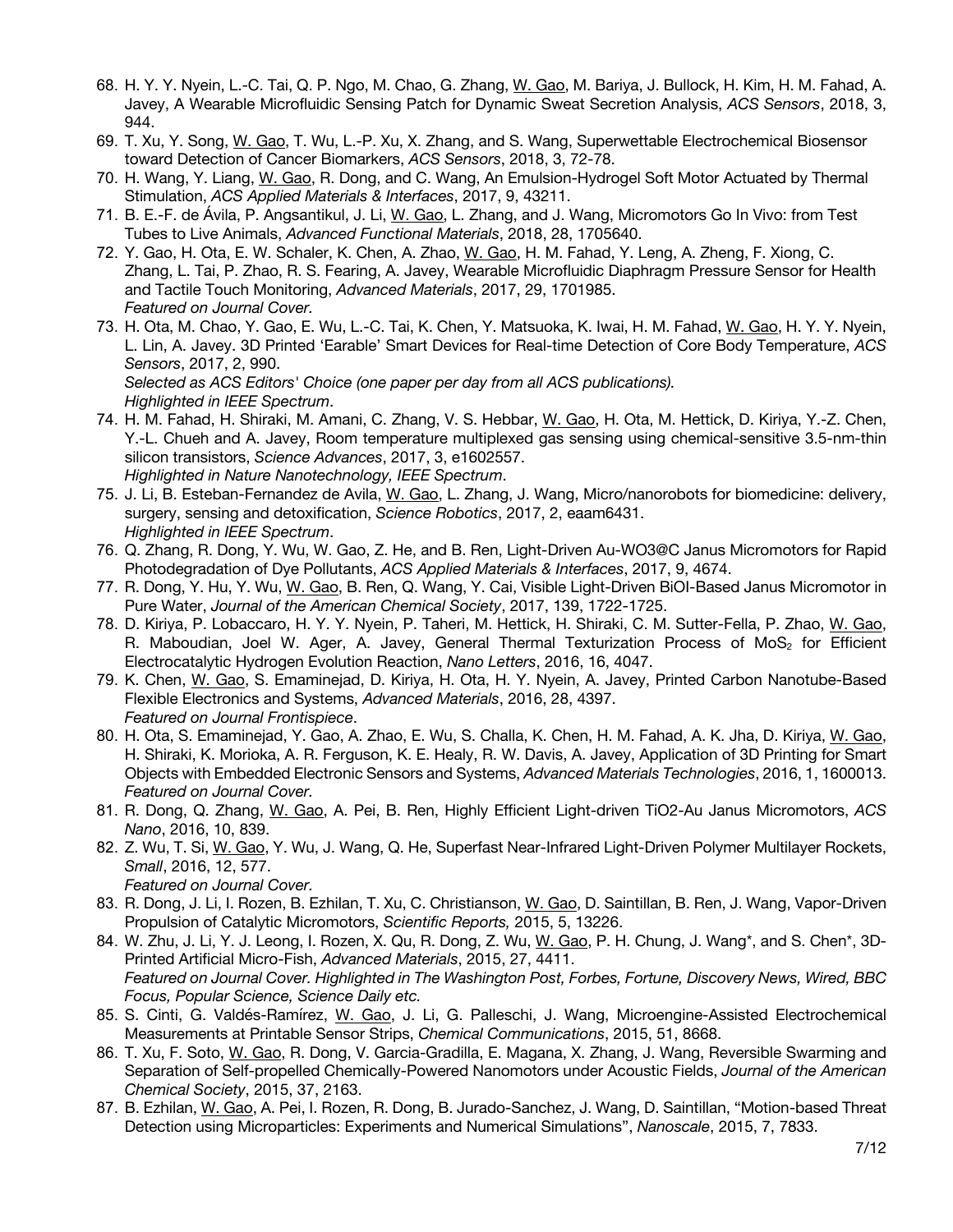68. H. Y. Y. Nyein, L.-C. Tai, Q. P. Ngo, M. Chao, G. Zhang, W. Gao, M. Bariya, J. Bullock, H. Kim, H. M. Fahad, A. Javey, A Wearable Microfluidic Sensing Patch for Dynamic Sweat Secretion Analysis, *ACS Sensors*, 2018, 3, 944.
69. T. Xu, Y. Song, W. Gao, T. Wu, L.-P. Xu, X. Zhang, and S. Wang, Superwettable Electrochemical Biosensor toward Detection of Cancer Biomarkers, *ACS Sensors*, 2018, 3, 72-78.
70. H. Wang, Y. Liang, W. Gao, R. Dong, and C. Wang, An Emulsion-Hydrogel Soft Motor Actuated by Thermal Stimulation, *ACS Applied Materials & Interfaces*, 2017, 9, 43211.
71. B. E.-F. de Ávila, P. Angsantikul, J. Li, W. Gao, L. Zhang, and J. Wang, Micromotors Go In Vivo: from Test Tubes to Live Animals, *Advanced Functional Materials*, 2018, 28, 1705640.
72. Y. Gao, H. Ota, E. W. Schaler, K. Chen, A. Zhao, W. Gao, H. M. Fahad, Y. Leng, A. Zheng, F. Xiong, C. Zhang, L. Tai, P. Zhao, R. S. Fearing, A. Javey, Wearable Microfluidic Diaphragm Pressure Sensor for Health and Tactile Touch Monitoring, *Advanced Materials*, 2017, 29, 1701985.
 *Featured on Journal Cover.*
73. H. Ota, M. Chao, Y. Gao, E. Wu, L.-C. Tai, K. Chen, Y. Matsuoka, K. Iwai, H. M. Fahad, W. Gao, H. Y. Y. Nyein, L. Lin, A. Javey. 3D Printed 'Earable' Smart Devices for Real-time Detection of Core Body Temperature, *ACS Sensors*, 2017, 2, 990.
 *Selected as ACS Editors' Choice (one paper per day from all ACS publications).*
 *Highlighted in IEEE Spectrum*.
74. H. M. Fahad, H. Shiraki, M. Amani, C. Zhang, V. S. Hebbar, W. Gao, H. Ota, M. Hettick, D. Kiriya, Y.-Z. Chen, Y.-L. Chueh and A. Javey, Room temperature multiplexed gas sensing using chemical-sensitive 3.5-nm-thin silicon transistors, *Science Advances*, 2017, 3, e1602557.
 *Highlighted in Nature Nanotechnology, IEEE Spectrum*.
75. J. Li, B. Esteban-Fernandez de Avila, W. Gao, L. Zhang, J. Wang, Micro/nanorobots for biomedicine: delivery, surgery, sensing and detoxification, *Science Robotics*, 2017, 2, eaam6431.
 *Highlighted in IEEE Spectrum*.
76. Q. Zhang, R. Dong, Y. Wu, W. Gao, Z. He, and B. Ren, Light-Driven Au-WO3@C Janus Micromotors for Rapid Photodegradation of Dye Pollutants, *ACS Applied Materials & Interfaces*, 2017, 9, 4674.
77. R. Dong, Y. Hu, Y. Wu, W. Gao, B. Ren, Q. Wang, Y. Cai, Visible Light-Driven BiOI-Based Janus Micromotor in Pure Water, *Journal of the American Chemical Society*, 2017, 139, 1722-1725.
78. D. Kiriya, P. Lobaccaro, H. Y. Y. Nyein, P. Taheri, M. Hettick, H. Shiraki, C. M. Sutter-Fella, P. Zhao, W. Gao, R. Maboudian, Joel W. Ager, A. Javey, General Thermal Texturization Process of $MoS_2$ for Efficient Electrocatalytic Hydrogen Evolution Reaction, *Nano Letters*, 2016, 16, 4047.
79. K. Chen, W. Gao, S. Emaminejad, D. Kiriya, H. Ota, H. Y. Nyein, A. Javey, Printed Carbon Nanotube-Based Flexible Electronics and Systems, *Advanced Materials*, 2016, 28, 4397.
 *Featured on Journal Frontispiece*.
80. H. Ota, S. Emaminejad, Y. Gao, A. Zhao, E. Wu, S. Challa, K. Chen, H. M. Fahad, A. K. Jha, D. Kiriya, W. Gao, H. Shiraki, K. Morioka, A. R. Ferguson, K. E. Healy, R. W. Davis, A. Javey, Application of 3D Printing for Smart Objects with Embedded Electronic Sensors and Systems, *Advanced Materials Technologies*, 2016, 1, 1600013.
 *Featured on Journal Cover.*
81. R. Dong, Q. Zhang, W. Gao, A. Pei, B. Ren, Highly Efficient Light-driven TiO2-Au Janus Micromotors, *ACS Nano*, 2016, 10, 839.
82. Z. Wu, T. Si, W. Gao, Y. Wu, J. Wang, Q. He, Superfast Near-Infrared Light-Driven Polymer Multilayer Rockets, *Small*, 2016, 12, 577.
 *Featured on Journal Cover.*
83. R. Dong, J. Li, I. Rozen, B. Ezhilan, T. Xu, C. Christianson, W. Gao, D. Saintillan, B. Ren, J. Wang, Vapor-Driven Propulsion of Catalytic Micromotors, *Scientific Reports,* 2015, 5, 13226.
84. W. Zhu, J. Li, Y. J. Leong, I. Rozen, X. Qu, R. Dong, Z. Wu, W. Gao, P. H. Chung, J. Wang*, and S. Chen*, 3D-Printed Artificial Micro-Fish, *Advanced Materials*, 2015, 27, 4411.
 *Featured on Journal Cover. Highlighted in The Washington Post, Forbes, Fortune, Discovery News, Wired, BBC Focus, Popular Science, Science Daily etc.*
85. S. Cinti, G. Valdés-Ramírez, W. Gao, J. Li, G. Palleschi, J. Wang, Microengine-Assisted Electrochemical Measurements at Printable Sensor Strips, *Chemical Communications*, 2015, 51, 8668.
86. T. Xu, F. Soto, W. Gao, R. Dong, V. Garcia-Gradilla, E. Magana, X. Zhang, J. Wang, Reversible Swarming and Separation of Self-propelled Chemically-Powered Nanomotors under Acoustic Fields, *Journal of the American Chemical Society*, 2015, 37, 2163.
87. B. Ezhilan, W. Gao, A. Pei, I. Rozen, R. Dong, B. Jurado-Sanchez, J. Wang, D. Saintillan, "Motion-based Threat Detection using Microparticles: Experiments and Numerical Simulations", *Nanoscale*, 2015, 7, 7833.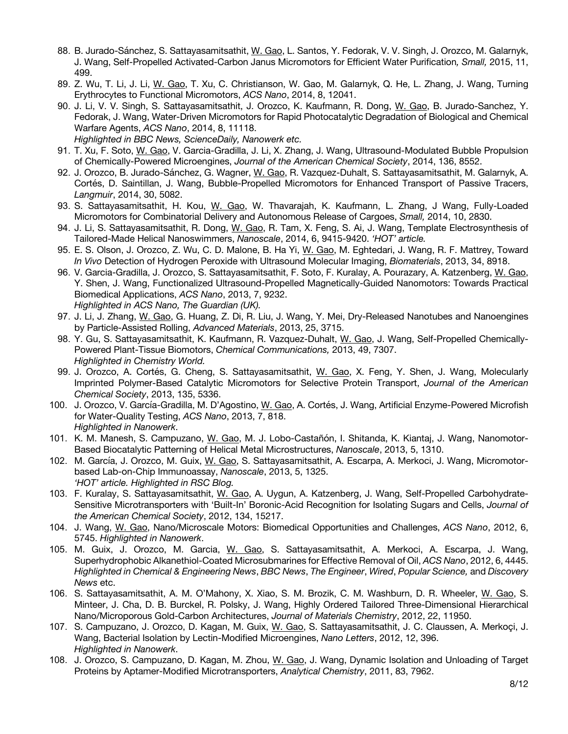88. B. Jurado-Sánchez, S. Sattayasamitsathit, W. Gao, L. Santos, Y. Fedorak, V. V. Singh, J. Orozco, M. Galarnyk, J. Wang, Self-Propelled Activated-Carbon Janus Micromotors for Efficient Water Purification, *Small,* 2015, 11, 499.
89. Z. Wu, T. Li, J. Li, W. Gao, T. Xu, C. Christianson, W. Gao, M. Galarnyk, Q. He, L. Zhang, J. Wang, Turning Erythrocytes to Functional Micromotors, *ACS Nano*, 2014, 8, 12041.
90. J. Li, V. V. Singh, S. Sattayasamitsathit, J. Orozco, K. Kaufmann, R. Dong, W. Gao, B. Jurado-Sanchez, Y. Fedorak, J. Wang, Water-Driven Micromotors for Rapid Photocatalytic Degradation of Biological and Chemical Warfare Agents, *ACS Nano*, 2014, 8, 11118.
    *Highlighted in BBC News, ScienceDaily, Nanowerk etc.*
91. T. Xu, F. Soto, W. Gao, V. Garcia-Gradilla, J. Li, X. Zhang, J. Wang, Ultrasound-Modulated Bubble Propulsion of Chemically-Powered Microengines, *Journal of the American Chemical Society*, 2014, 136, 8552.
92. J. Orozco, B. Jurado-Sánchez, G. Wagner, W. Gao, R. Vazquez-Duhalt, S. Sattayasamitsathit, M. Galarnyk, A. Cortés, D. Saintillan, J. Wang, Bubble-Propelled Micromotors for Enhanced Transport of Passive Tracers, *Langmuir*, 2014, 30, 5082.
93. S. Sattayasamitsathit, H. Kou, W. Gao, W. Thavarajah, K. Kaufmann, L. Zhang, J Wang, Fully-Loaded Micromotors for Combinatorial Delivery and Autonomous Release of Cargoes, *Small,* 2014, 10, 2830.
94. J. Li, S. Sattayasamitsathit, R. Dong, W. Gao, R. Tam, X. Feng, S. Ai, J. Wang, Template Electrosynthesis of Tailored-Made Helical Nanoswimmers, *Nanoscale*, 2014, 6, 9415-9420. *'HOT' article.*
95. E. S. Olson, J. Orozco, Z. Wu, C. D. Malone, B. Ha Yi, W. Gao, M. Eghtedari, J. Wang, R. F. Mattrey, Toward *In Vivo* Detection of Hydrogen Peroxide with Ultrasound Molecular Imaging, *Biomaterials*, 2013, 34, 8918.
96. V. Garcia-Gradilla, J. Orozco, S. Sattayasamitsathit, F. Soto, F. Kuralay, A. Pourazary, A. Katzenberg, W. Gao, Y. Shen, J. Wang, Functionalized Ultrasound-Propelled Magnetically-Guided Nanomotors: Towards Practical Biomedical Applications, *ACS Nano*, 2013, 7, 9232.
    *Highlighted in ACS Nano, The Guardian (UK).*
97. J. Li, J. Zhang, W. Gao, G. Huang, Z. Di, R. Liu, J. Wang, Y. Mei, Dry-Released Nanotubes and Nanoengines by Particle-Assisted Rolling, *Advanced Materials*, 2013, 25, 3715.
98. Y. Gu, S. Sattayasamitsathit, K. Kaufmann, R. Vazquez-Duhalt, W. Gao, J. Wang, Self-Propelled Chemically-Powered Plant-Tissue Biomotors, *Chemical Communications,* 2013, 49, 7307.
    *Highlighted in Chemistry World.*
99. J. Orozco, A. Cortés, G. Cheng, S. Sattayasamitsathit, W. Gao, X. Feng, Y. Shen, J. Wang, Molecularly Imprinted Polymer-Based Catalytic Micromotors for Selective Protein Transport, *Journal of the American Chemical Society*, 2013, 135, 5336.
100. J. Orozco, V. García-Gradilla, M. D'Agostino, W. Gao, A. Cortés, J. Wang, Artificial Enzyme-Powered Microfish for Water-Quality Testing, *ACS Nano*, 2013, 7, 818.
    *Highlighted in Nanowerk*.
101. K. M. Manesh, S. Campuzano, W. Gao, M. J. Lobo-Castañón, I. Shitanda, K. Kiantaj, J. Wang, Nanomotor-Based Biocatalytic Patterning of Helical Metal Microstructures, *Nanoscale*, 2013, 5, 1310.
102. M. García, J. Orozco, M. Guix, W. Gao, S. Sattayasamitsathit, A. Escarpa, A. Merkoci, J. Wang, Micromotor-based Lab-on-Chip Immunoassay, *Nanoscale*, 2013, 5, 1325.
    *'HOT' article. Highlighted in RSC Blog.*
103. F. Kuralay, S. Sattayasamitsathit, W. Gao, A. Uygun, A. Katzenberg, J. Wang, Self-Propelled Carbohydrate-Sensitive Microtransporters with 'Built-In' Boronic-Acid Recognition for Isolating Sugars and Cells, *Journal of the American Chemical Society*, 2012, 134, 15217.
104. J. Wang, W. Gao, Nano/Microscale Motors: Biomedical Opportunities and Challenges, *ACS Nano*, 2012, 6, 5745. *Highlighted in Nanowerk*.
105. M. Guix, J. Orozco, M. Garcia, W. Gao, S. Sattayasamitsathit, A. Merkoci, A. Escarpa, J. Wang, Superhydrophobic Alkanethiol-Coated Microsubmarines for Effective Removal of Oil, *ACS Nano*, 2012, 6, 4445. *Highlighted in Chemical & Engineering News*, *BBC News*, *The Engineer*, *Wired*, *Popular Science,* and *Discovery News* etc.
106. S. Sattayasamitsathit, A. M. O'Mahony, X. Xiao, S. M. Brozik, C. M. Washburn, D. R. Wheeler, W. Gao, S. Minteer, J. Cha, D. B. Burckel, R. Polsky, J. Wang, Highly Ordered Tailored Three-Dimensional Hierarchical Nano/Microporous Gold-Carbon Architectures, *Journal of Materials Chemistry*, 2012, 22, 11950.
107. S. Campuzano, J. Orozco, D. Kagan, M. Guix, W. Gao, S. Sattayasamitsathit, J. C. Claussen, A. Merkoçi, J. Wang, Bacterial Isolation by Lectin-Modified Microengines, *Nano Letters*, 2012, 12, 396.
    *Highlighted in Nanowerk*.
108. J. Orozco, S. Campuzano, D. Kagan, M. Zhou, W. Gao, J. Wang, Dynamic Isolation and Unloading of Target Proteins by Aptamer-Modified Microtransporters, *Analytical Chemistry*, 2011, 83, 7962.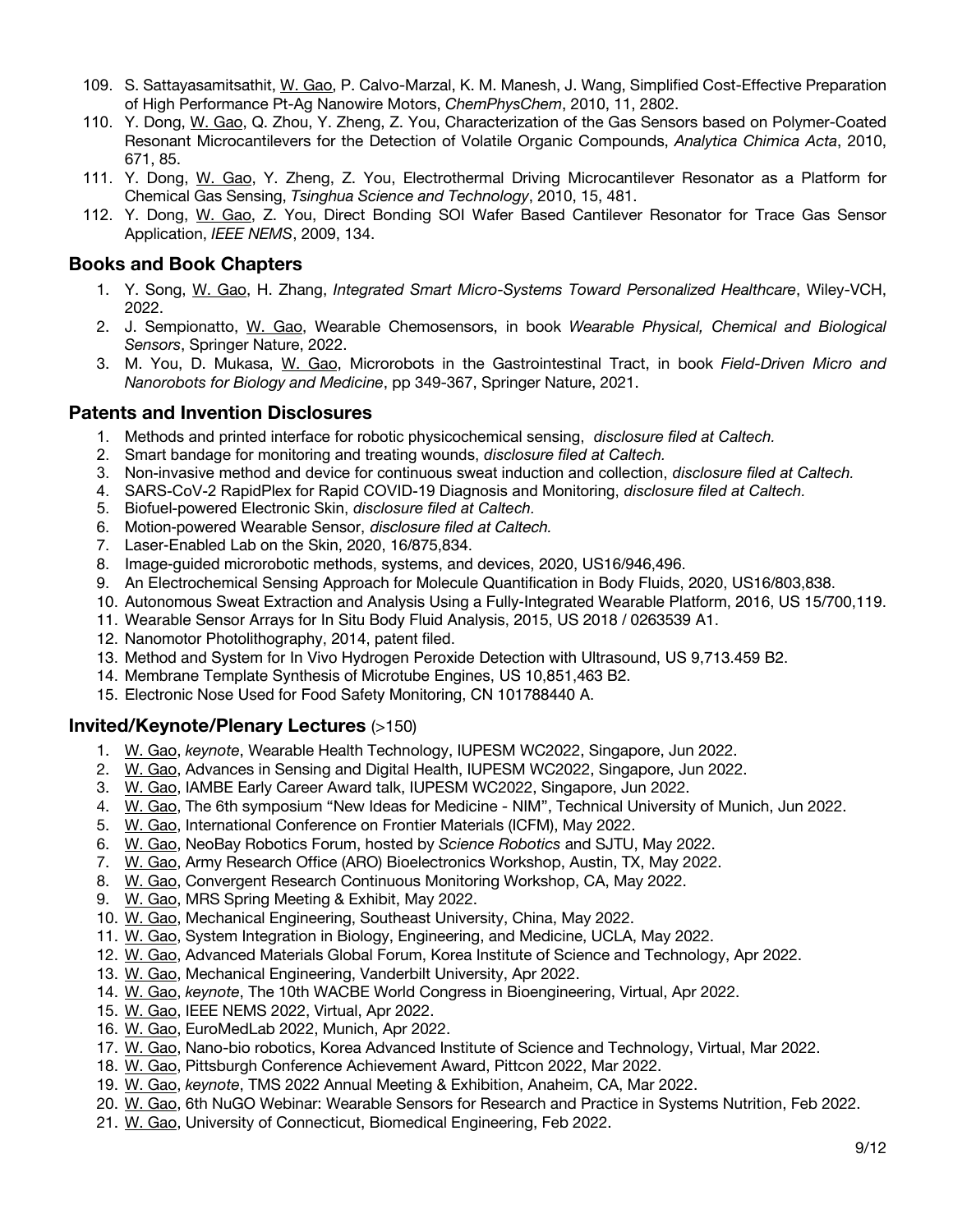109. S. Sattayasamitsathit, W. Gao, P. Calvo-Marzal, K. M. Manesh, J. Wang, Simplified Cost-Effective Preparation of High Performance Pt-Ag Nanowire Motors, *ChemPhysChem*, 2010, 11, 2802.
110. Y. Dong, W. Gao, Q. Zhou, Y. Zheng, Z. You, Characterization of the Gas Sensors based on Polymer-Coated Resonant Microcantilevers for the Detection of Volatile Organic Compounds, *Analytica Chimica Acta*, 2010, 671, 85.
111. Y. Dong, W. Gao, Y. Zheng, Z. You, Electrothermal Driving Microcantilever Resonator as a Platform for Chemical Gas Sensing, *Tsinghua Science and Technology*, 2010, 15, 481.
112. Y. Dong, W. Gao, Z. You, Direct Bonding SOI Wafer Based Cantilever Resonator for Trace Gas Sensor Application, *IEEE NEMS*, 2009, 134.

## Books and Book Chapters

1. Y. Song, W. Gao, H. Zhang, *Integrated Smart Micro-Systems Toward Personalized Healthcare*, Wiley-VCH, 2022.
2. J. Sempionatto, W. Gao, Wearable Chemosensors, in book *Wearable Physical, Chemical and Biological Sensors*, Springer Nature, 2022.
3. M. You, D. Mukasa, W. Gao, Microrobots in the Gastrointestinal Tract, in book *Field-Driven Micro and Nanorobots for Biology and Medicine*, pp 349-367, Springer Nature, 2021.

## Patents and Invention Disclosures

1. Methods and printed interface for robotic physicochemical sensing, *disclosure filed at Caltech.*
2. Smart bandage for monitoring and treating wounds, *disclosure filed at Caltech.*
3. Non-invasive method and device for continuous sweat induction and collection, *disclosure filed at Caltech.*
4. SARS-CoV-2 RapidPlex for Rapid COVID-19 Diagnosis and Monitoring, *disclosure filed at Caltech.*
5. Biofuel-powered Electronic Skin, *disclosure filed at Caltech.*
6. Motion-powered Wearable Sensor, *disclosure filed at Caltech.*
7. Laser-Enabled Lab on the Skin, 2020, 16/875,834.
8. Image-guided microrobotic methods, systems, and devices, 2020, US16/946,496.
9. An Electrochemical Sensing Approach for Molecule Quantification in Body Fluids, 2020, US16/803,838.
10. Autonomous Sweat Extraction and Analysis Using a Fully-Integrated Wearable Platform, 2016, US 15/700,119.
11. Wearable Sensor Arrays for In Situ Body Fluid Analysis, 2015, US 2018 / 0263539 A1.
12. Nanomotor Photolithography, 2014, patent filed.
13. Method and System for In Vivo Hydrogen Peroxide Detection with Ultrasound, US 9,713.459 B2.
14. Membrane Template Synthesis of Microtube Engines, US 10,851,463 B2.
15. Electronic Nose Used for Food Safety Monitoring, CN 101788440 A.

## Invited/Keynote/Plenary Lectures (>150)

1. W. Gao, *keynote*, Wearable Health Technology, IUPESM WC2022, Singapore, Jun 2022.
2. W. Gao, Advances in Sensing and Digital Health, IUPESM WC2022, Singapore, Jun 2022.
3. W. Gao, IAMBE Early Career Award talk, IUPESM WC2022, Singapore, Jun 2022.
4. W. Gao, The 6th symposium "New Ideas for Medicine - NIM", Technical University of Munich, Jun 2022.
5. W. Gao, International Conference on Frontier Materials (ICFM), May 2022.
6. W. Gao, NeoBay Robotics Forum, hosted by *Science Robotics* and SJTU, May 2022.
7. W. Gao, Army Research Office (ARO) Bioelectronics Workshop, Austin, TX, May 2022.
8. W. Gao, Convergent Research Continuous Monitoring Workshop, CA, May 2022.
9. W. Gao, MRS Spring Meeting & Exhibit, May 2022.
10. W. Gao, Mechanical Engineering, Southeast University, China, May 2022.
11. W. Gao, System Integration in Biology, Engineering, and Medicine, UCLA, May 2022.
12. W. Gao, Advanced Materials Global Forum, Korea Institute of Science and Technology, Apr 2022.
13. W. Gao, Mechanical Engineering, Vanderbilt University, Apr 2022.
14. W. Gao, *keynote*, The 10th WACBE World Congress in Bioengineering, Virtual, Apr 2022.
15. W. Gao, IEEE NEMS 2022, Virtual, Apr 2022.
16. W. Gao, EuroMedLab 2022, Munich, Apr 2022.
17. W. Gao, Nano-bio robotics, Korea Advanced Institute of Science and Technology, Virtual, Mar 2022.
18. W. Gao, Pittsburgh Conference Achievement Award, Pittcon 2022, Mar 2022.
19. W. Gao, *keynote*, TMS 2022 Annual Meeting & Exhibition, Anaheim, CA, Mar 2022.
20. W. Gao, 6th NuGO Webinar: Wearable Sensors for Research and Practice in Systems Nutrition, Feb 2022.
21. W. Gao, University of Connecticut, Biomedical Engineering, Feb 2022.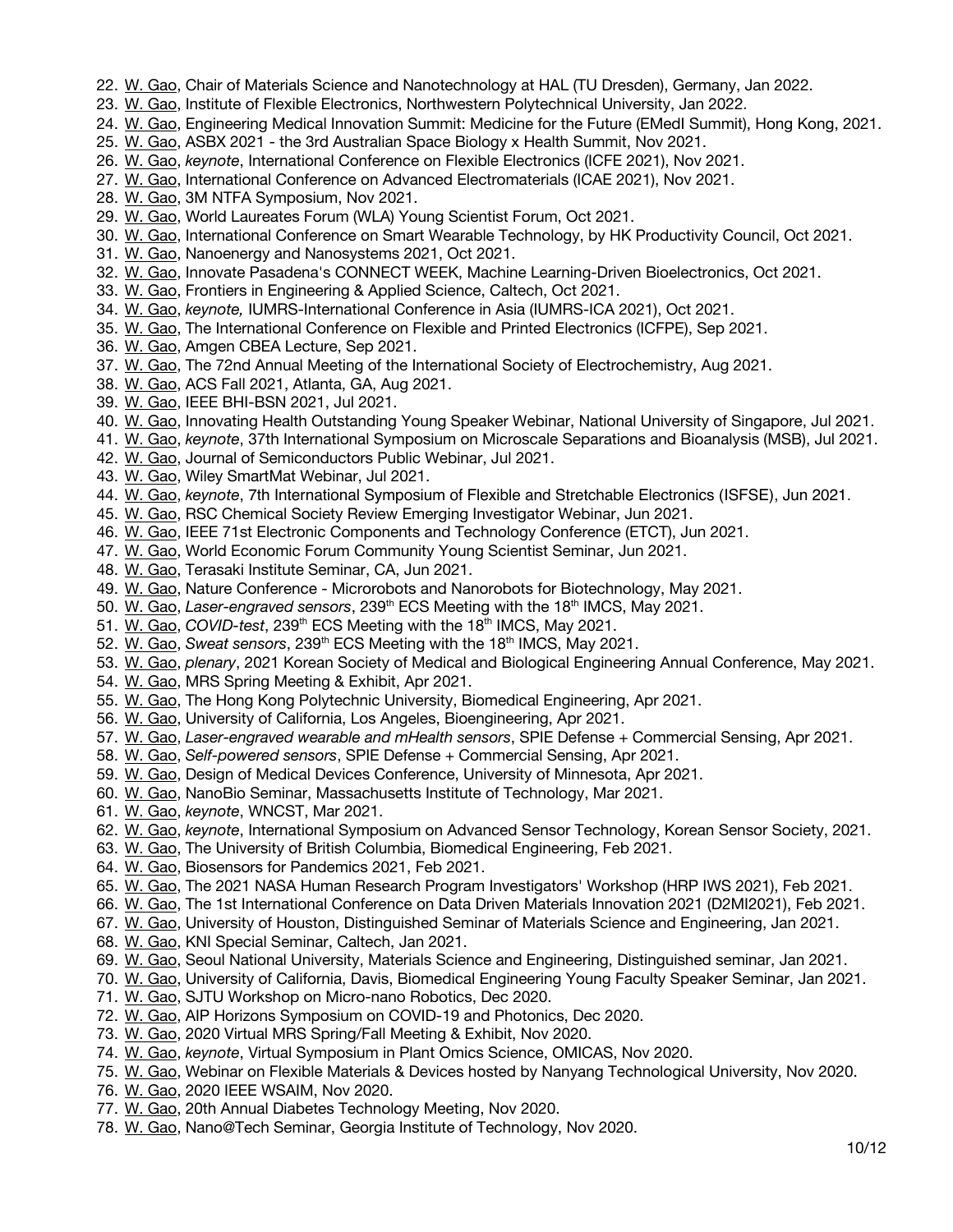22. W. Gao, Chair of Materials Science and Nanotechnology at HAL (TU Dresden), Germany, Jan 2022.
23. W. Gao, Institute of Flexible Electronics, Northwestern Polytechnical University, Jan 2022.
24. W. Gao, Engineering Medical Innovation Summit: Medicine for the Future (EMedI Summit), Hong Kong, 2021.
25. W. Gao, ASBX 2021 - the 3rd Australian Space Biology x Health Summit, Nov 2021.
26. W. Gao, *keynote*, International Conference on Flexible Electronics (ICFE 2021), Nov 2021.
27. W. Gao, International Conference on Advanced Electromaterials (ICAE 2021), Nov 2021.
28. W. Gao, 3M NTFA Symposium, Nov 2021.
29. W. Gao, World Laureates Forum (WLA) Young Scientist Forum, Oct 2021.
30. W. Gao, International Conference on Smart Wearable Technology, by HK Productivity Council, Oct 2021.
31. W. Gao, Nanoenergy and Nanosystems 2021, Oct 2021.
32. W. Gao, Innovate Pasadena's CONNECT WEEK, Machine Learning-Driven Bioelectronics, Oct 2021.
33. W. Gao, Frontiers in Engineering & Applied Science, Caltech, Oct 2021.
34. W. Gao, *keynote,* IUMRS-International Conference in Asia (IUMRS-ICA 2021), Oct 2021.
35. W. Gao, The International Conference on Flexible and Printed Electronics (ICFPE), Sep 2021.
36. W. Gao, Amgen CBEA Lecture, Sep 2021.
37. W. Gao, The 72nd Annual Meeting of the International Society of Electrochemistry, Aug 2021.
38. W. Gao, ACS Fall 2021, Atlanta, GA, Aug 2021.
39. W. Gao, IEEE BHI-BSN 2021, Jul 2021.
40. W. Gao, Innovating Health Outstanding Young Speaker Webinar, National University of Singapore, Jul 2021.
41. W. Gao, *keynote*, 37th International Symposium on Microscale Separations and Bioanalysis (MSB), Jul 2021.
42. W. Gao, Journal of Semiconductors Public Webinar, Jul 2021.
43. W. Gao, Wiley SmartMat Webinar, Jul 2021.
44. W. Gao, *keynote*, 7th International Symposium of Flexible and Stretchable Electronics (ISFSE), Jun 2021.
45. W. Gao, RSC Chemical Society Review Emerging Investigator Webinar, Jun 2021.
46. W. Gao, IEEE 71st Electronic Components and Technology Conference (ETCT), Jun 2021.
47. W. Gao, World Economic Forum Community Young Scientist Seminar, Jun 2021.
48. W. Gao, Terasaki Institute Seminar, CA, Jun 2021.
49. W. Gao, Nature Conference - Microrobots and Nanorobots for Biotechnology, May 2021.
50. W. Gao, *Laser-engraved sensors*, 239th ECS Meeting with the 18th IMCS, May 2021.
51. W. Gao, *COVID-test*, 239th ECS Meeting with the 18th IMCS, May 2021.
52. W. Gao, *Sweat sensors*, 239th ECS Meeting with the 18th IMCS, May 2021.
53. W. Gao, *plenary*, 2021 Korean Society of Medical and Biological Engineering Annual Conference, May 2021.
54. W. Gao, MRS Spring Meeting & Exhibit, Apr 2021.
55. W. Gao, The Hong Kong Polytechnic University, Biomedical Engineering, Apr 2021.
56. W. Gao, University of California, Los Angeles, Bioengineering, Apr 2021.
57. W. Gao, *Laser-engraved wearable and mHealth sensors*, SPIE Defense + Commercial Sensing, Apr 2021.
58. W. Gao, *Self-powered sensors*, SPIE Defense + Commercial Sensing, Apr 2021.
59. W. Gao, Design of Medical Devices Conference, University of Minnesota, Apr 2021.
60. W. Gao, NanoBio Seminar, Massachusetts Institute of Technology, Mar 2021.
61. W. Gao, *keynote*, WNCST, Mar 2021.
62. W. Gao, *keynote*, International Symposium on Advanced Sensor Technology, Korean Sensor Society, 2021.
63. W. Gao, The University of British Columbia, Biomedical Engineering, Feb 2021.
64. W. Gao, Biosensors for Pandemics 2021, Feb 2021.
65. W. Gao, The 2021 NASA Human Research Program Investigators' Workshop (HRP IWS 2021), Feb 2021.
66. W. Gao, The 1st International Conference on Data Driven Materials Innovation 2021 (D2MI2021), Feb 2021.
67. W. Gao, University of Houston, Distinguished Seminar of Materials Science and Engineering, Jan 2021.
68. W. Gao, KNI Special Seminar, Caltech, Jan 2021.
69. W. Gao, Seoul National University, Materials Science and Engineering, Distinguished seminar, Jan 2021.
70. W. Gao, University of California, Davis, Biomedical Engineering Young Faculty Speaker Seminar, Jan 2021.
71. W. Gao, SJTU Workshop on Micro-nano Robotics, Dec 2020.
72. W. Gao, AIP Horizons Symposium on COVID-19 and Photonics, Dec 2020.
73. W. Gao, 2020 Virtual MRS Spring/Fall Meeting & Exhibit, Nov 2020.
74. W. Gao, *keynote*, Virtual Symposium in Plant Omics Science, OMICAS, Nov 2020.
75. W. Gao, Webinar on Flexible Materials & Devices hosted by Nanyang Technological University, Nov 2020.
76. W. Gao, 2020 IEEE WSAIM, Nov 2020.
77. W. Gao, 20th Annual Diabetes Technology Meeting, Nov 2020.
78. W. Gao, Nano@Tech Seminar, Georgia Institute of Technology, Nov 2020.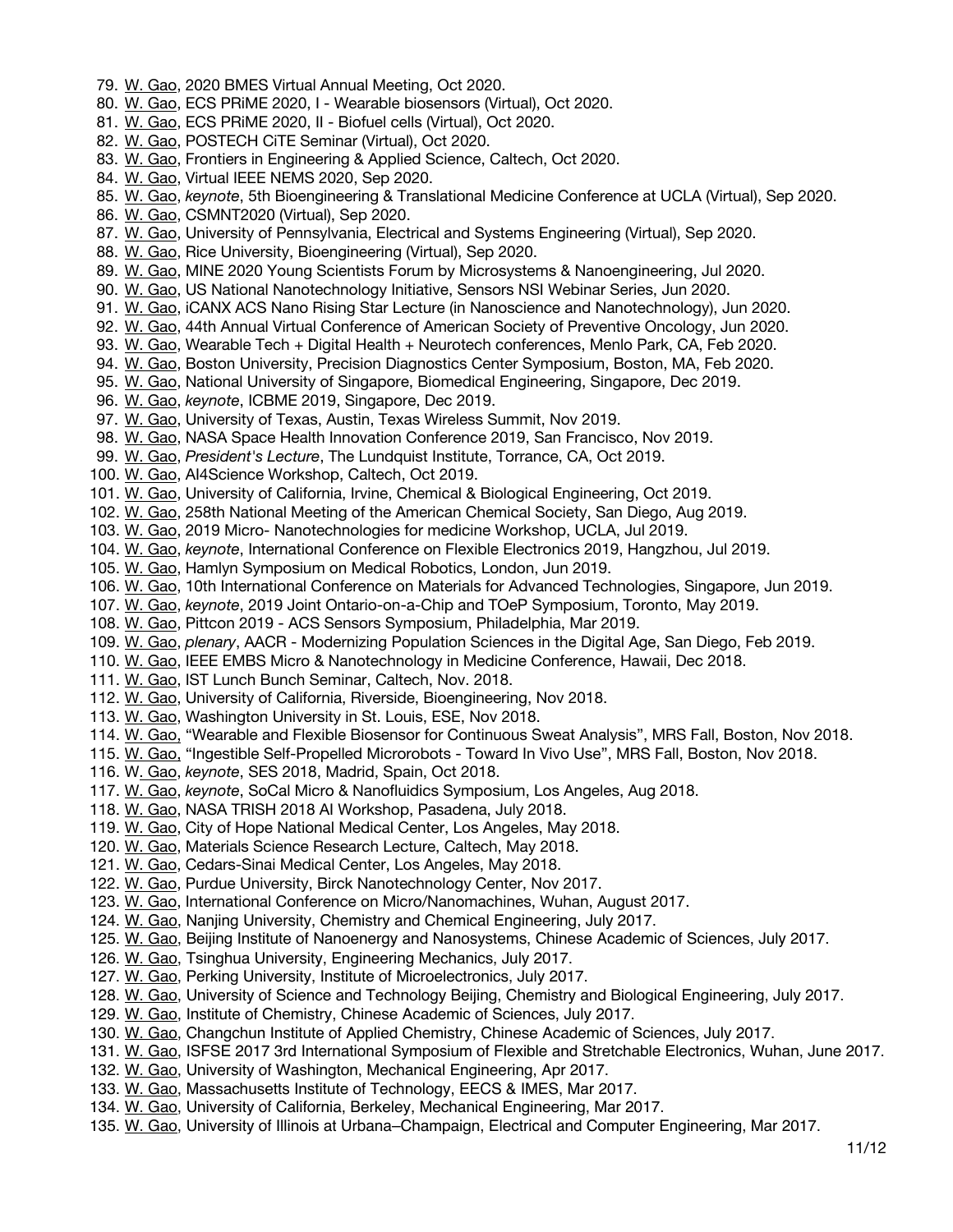79. W. Gao, 2020 BMES Virtual Annual Meeting, Oct 2020.
80. W. Gao, ECS PRiME 2020, I - Wearable biosensors (Virtual), Oct 2020.
81. W. Gao, ECS PRiME 2020, II - Biofuel cells (Virtual), Oct 2020.
82. W. Gao, POSTECH CiTE Seminar (Virtual), Oct 2020.
83. W. Gao, Frontiers in Engineering & Applied Science, Caltech, Oct 2020.
84. W. Gao, Virtual IEEE NEMS 2020, Sep 2020.
85. W. Gao, *keynote*, 5th Bioengineering & Translational Medicine Conference at UCLA (Virtual), Sep 2020.
86. W. Gao, CSMNT2020 (Virtual), Sep 2020.
87. W. Gao, University of Pennsylvania, Electrical and Systems Engineering (Virtual), Sep 2020.
88. W. Gao, Rice University, Bioengineering (Virtual), Sep 2020.
89. W. Gao, MINE 2020 Young Scientists Forum by Microsystems & Nanoengineering, Jul 2020.
90. W. Gao, US National Nanotechnology Initiative, Sensors NSI Webinar Series, Jun 2020.
91. W. Gao, iCANX ACS Nano Rising Star Lecture (in Nanoscience and Nanotechnology), Jun 2020.
92. W. Gao, 44th Annual Virtual Conference of American Society of Preventive Oncology, Jun 2020.
93. W. Gao, Wearable Tech + Digital Health + Neurotech conferences, Menlo Park, CA, Feb 2020.
94. W. Gao, Boston University, Precision Diagnostics Center Symposium, Boston, MA, Feb 2020.
95. W. Gao, National University of Singapore, Biomedical Engineering, Singapore, Dec 2019.
96. W. Gao, *keynote*, ICBME 2019, Singapore, Dec 2019.
97. W. Gao, University of Texas, Austin, Texas Wireless Summit, Nov 2019.
98. W. Gao, NASA Space Health Innovation Conference 2019, San Francisco, Nov 2019.
99. W. Gao, *President's Lecture*, The Lundquist Institute, Torrance, CA, Oct 2019.
100. W. Gao, AI4Science Workshop, Caltech, Oct 2019.
101. W. Gao, University of California, Irvine, Chemical & Biological Engineering, Oct 2019.
102. W. Gao, 258th National Meeting of the American Chemical Society, San Diego, Aug 2019.
103. W. Gao, 2019 Micro- Nanotechnologies for medicine Workshop, UCLA, Jul 2019.
104. W. Gao, *keynote*, International Conference on Flexible Electronics 2019, Hangzhou, Jul 2019.
105. W. Gao, Hamlyn Symposium on Medical Robotics, London, Jun 2019.
106. W. Gao, 10th International Conference on Materials for Advanced Technologies, Singapore, Jun 2019.
107. W. Gao, *keynote*, 2019 Joint Ontario-on-a-Chip and TOeP Symposium, Toronto, May 2019.
108. W. Gao, Pittcon 2019 - ACS Sensors Symposium, Philadelphia, Mar 2019.
109. W. Gao, *plenary*, AACR - Modernizing Population Sciences in the Digital Age, San Diego, Feb 2019.
110. W. Gao, IEEE EMBS Micro & Nanotechnology in Medicine Conference, Hawaii, Dec 2018.
111. W. Gao, IST Lunch Bunch Seminar, Caltech, Nov. 2018.
112. W. Gao, University of California, Riverside, Bioengineering, Nov 2018.
113. W. Gao, Washington University in St. Louis, ESE, Nov 2018.
114. W. Gao, "Wearable and Flexible Biosensor for Continuous Sweat Analysis", MRS Fall, Boston, Nov 2018.
115. W. Gao, "Ingestible Self-Propelled Microrobots - Toward In Vivo Use", MRS Fall, Boston, Nov 2018.
116. W. Gao, *keynote*, SES 2018, Madrid, Spain, Oct 2018.
117. W. Gao, *keynote*, SoCal Micro & Nanofluidics Symposium, Los Angeles, Aug 2018.
118. W. Gao, NASA TRISH 2018 AI Workshop, Pasadena, July 2018.
119. W. Gao, City of Hope National Medical Center, Los Angeles, May 2018.
120. W. Gao, Materials Science Research Lecture, Caltech, May 2018.
121. W. Gao, Cedars-Sinai Medical Center, Los Angeles, May 2018.
122. W. Gao, Purdue University, Birck Nanotechnology Center, Nov 2017.
123. W. Gao, International Conference on Micro/Nanomachines, Wuhan, August 2017.
124. W. Gao, Nanjing University, Chemistry and Chemical Engineering, July 2017.
125. W. Gao, Beijing Institute of Nanoenergy and Nanosystems, Chinese Academic of Sciences, July 2017.
126. W. Gao, Tsinghua University, Engineering Mechanics, July 2017.
127. W. Gao, Perking University, Institute of Microelectronics, July 2017.
128. W. Gao, University of Science and Technology Beijing, Chemistry and Biological Engineering, July 2017.
129. W. Gao, Institute of Chemistry, Chinese Academic of Sciences, July 2017.
130. W. Gao, Changchun Institute of Applied Chemistry, Chinese Academic of Sciences, July 2017.
131. W. Gao, ISFSE 2017 3rd International Symposium of Flexible and Stretchable Electronics, Wuhan, June 2017.
132. W. Gao, University of Washington, Mechanical Engineering, Apr 2017.
133. W. Gao, Massachusetts Institute of Technology, EECS & IMES, Mar 2017.
134. W. Gao, University of California, Berkeley, Mechanical Engineering, Mar 2017.
135. W. Gao, University of Illinois at Urbana–Champaign, Electrical and Computer Engineering, Mar 2017.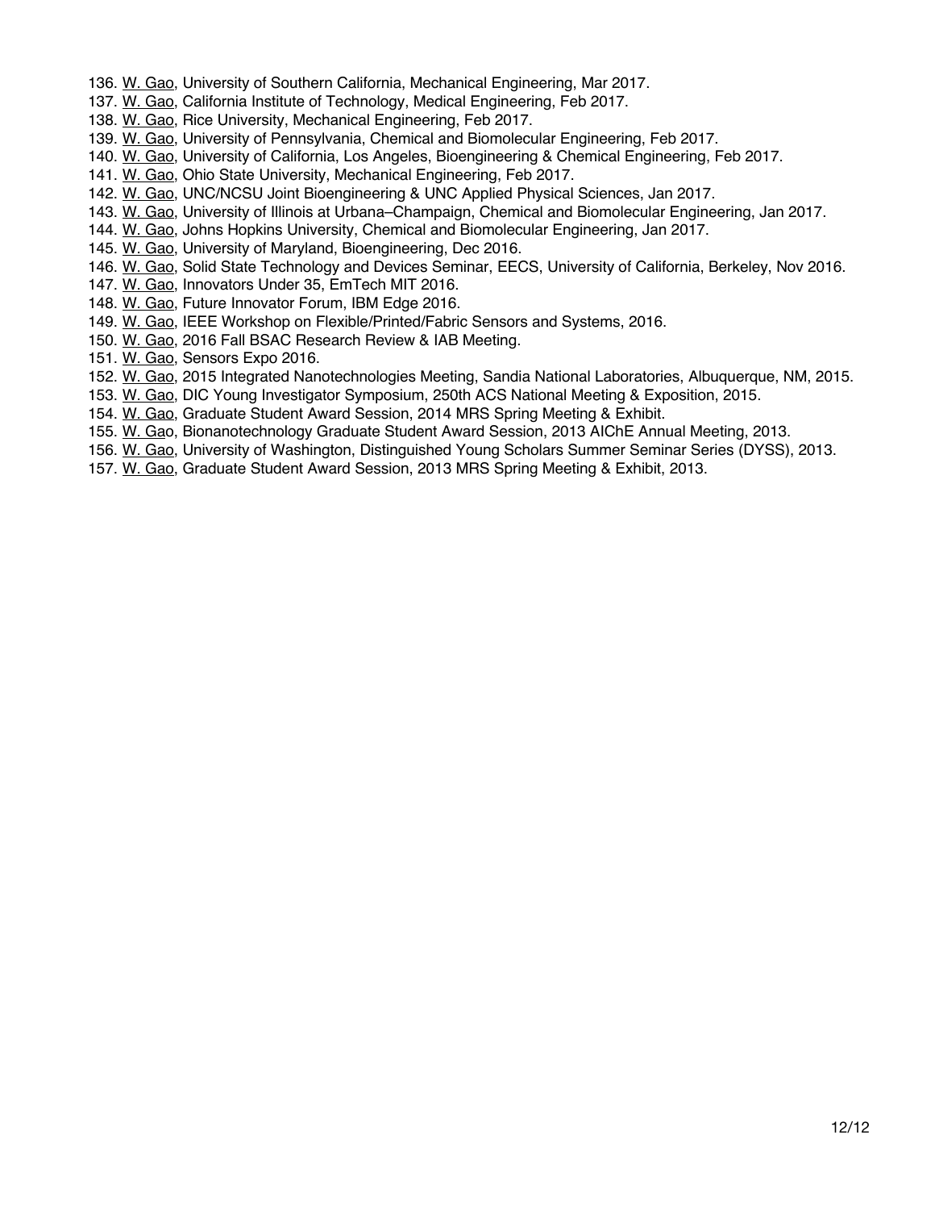136. W. Gao, University of Southern California, Mechanical Engineering, Mar 2017.
137. W. Gao, California Institute of Technology, Medical Engineering, Feb 2017.
138. W. Gao, Rice University, Mechanical Engineering, Feb 2017.
139. W. Gao, University of Pennsylvania, Chemical and Biomolecular Engineering, Feb 2017.
140. W. Gao, University of California, Los Angeles, Bioengineering & Chemical Engineering, Feb 2017.
141. W. Gao, Ohio State University, Mechanical Engineering, Feb 2017.
142. W. Gao, UNC/NCSU Joint Bioengineering & UNC Applied Physical Sciences, Jan 2017.
143. W. Gao, University of Illinois at Urbana–Champaign, Chemical and Biomolecular Engineering, Jan 2017.
144. W. Gao, Johns Hopkins University, Chemical and Biomolecular Engineering, Jan 2017.
145. W. Gao, University of Maryland, Bioengineering, Dec 2016.
146. W. Gao, Solid State Technology and Devices Seminar, EECS, University of California, Berkeley, Nov 2016.
147. W. Gao, Innovators Under 35, EmTech MIT 2016.
148. W. Gao, Future Innovator Forum, IBM Edge 2016.
149. W. Gao, IEEE Workshop on Flexible/Printed/Fabric Sensors and Systems, 2016.
150. W. Gao, 2016 Fall BSAC Research Review & IAB Meeting.
151. W. Gao, Sensors Expo 2016.
152. W. Gao, 2015 Integrated Nanotechnologies Meeting, Sandia National Laboratories, Albuquerque, NM, 2015.
153. W. Gao, DIC Young Investigator Symposium, 250th ACS National Meeting & Exposition, 2015.
154. W. Gao, Graduate Student Award Session, 2014 MRS Spring Meeting & Exhibit.
155. W. Gao, Bionanotechnology Graduate Student Award Session, 2013 AIChE Annual Meeting, 2013.
156. W. Gao, University of Washington, Distinguished Young Scholars Summer Seminar Series (DYSS), 2013.
157. W. Gao, Graduate Student Award Session, 2013 MRS Spring Meeting & Exhibit, 2013.